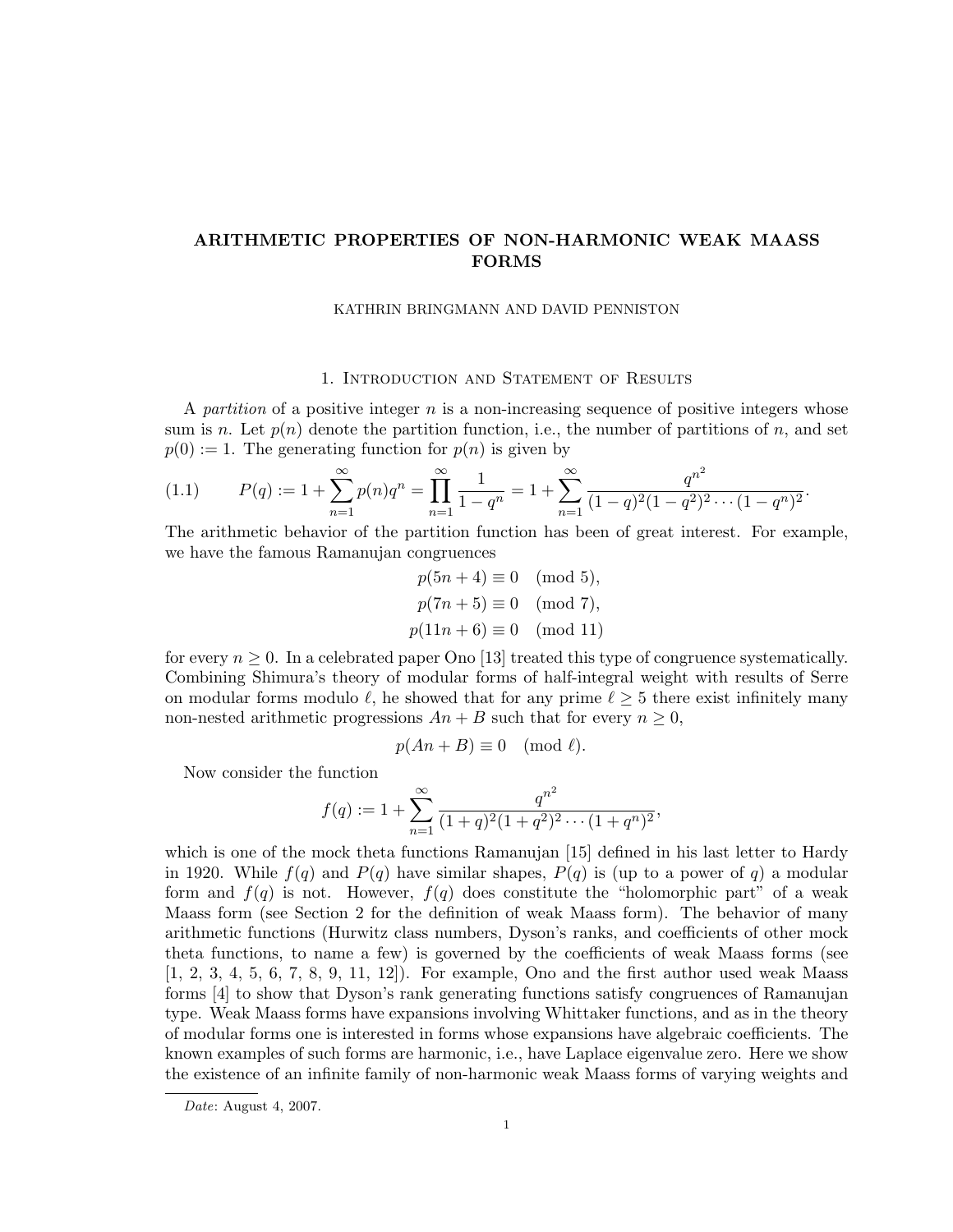# ARITHMETIC PROPERTIES OF NON-HARMONIC WEAK MAASS FORMS

KATHRIN BRINGMANN AND DAVID PENNISTON

## 1. Introduction and Statement of Results

A *partition* of a positive integer $n$ is a non-increasing sequence of positive integers whose sum is $n$. Let $p(n)$ denote the partition function, i.e., the number of partitions of $n$, and set $p(0) := 1$. The generating function for $p(n)$ is given by

$$P(q) := 1 + \sum_{n=1}^{\infty} p(n) q^n = \prod_{n=1}^{\infty} \frac{1}{1-q^n} = 1 + \sum_{n=1}^{\infty} \frac{q^{n^2}}{(1-q)^2(1-q^2)^2 \cdots (1-q^n)^2}. \tag{1.1}$$

The arithmetic behavior of the partition function has been of great interest. For example, we have the famous Ramanujan congruences

$$p(5n+4) \equiv 0 \pmod{5},$$
$$p(7n+5) \equiv 0 \pmod{7},$$
$$p(11n+6) \equiv 0 \pmod{11}$$

for every $n \geq 0$. In a celebrated paper Ono [13] treated this type of congruence systematically. Combining Shimura's theory of modular forms of half-integral weight with results of Serre on modular forms modulo $\ell$, he showed that for any prime $\ell \geq 5$ there exist infinitely many non-nested arithmetic progressions $An + B$ such that for every $n \geq 0$,

$$p(An + B) \equiv 0 \pmod{\ell}.$$

Now consider the function

$$f(q) := 1 + \sum_{n=1}^{\infty} \frac{q^{n^2}}{(1+q)^2(1+q^2)^2 \cdots (1+q^n)^2},$$

which is one of the mock theta functions Ramanujan [15] defined in his last letter to Hardy in 1920. While $f(q)$ and $P(q)$ have similar shapes, $P(q)$ is (up to a power of $q$) a modular form and $f(q)$ is not. However, $f(q)$ does constitute the "holomorphic part" of a weak Maass form (see Section 2 for the definition of weak Maass form). The behavior of many arithmetic functions (Hurwitz class numbers, Dyson's ranks, and coefficients of other mock theta functions, to name a few) is governed by the coefficients of weak Maass forms (see [1, 2, 3, 4, 5, 6, 7, 8, 9, 11, 12]). For example, Ono and the first author used weak Maass forms [4] to show that Dyson's rank generating functions satisfy congruences of Ramanujan type. Weak Maass forms have expansions involving Whittaker functions, and as in the theory of modular forms one is interested in forms whose expansions have algebraic coefficients. The known examples of such forms are harmonic, i.e., have Laplace eigenvalue zero. Here we show the existence of an infinite family of non-harmonic weak Maass forms of varying weights and

*Date*: August 4, 2007.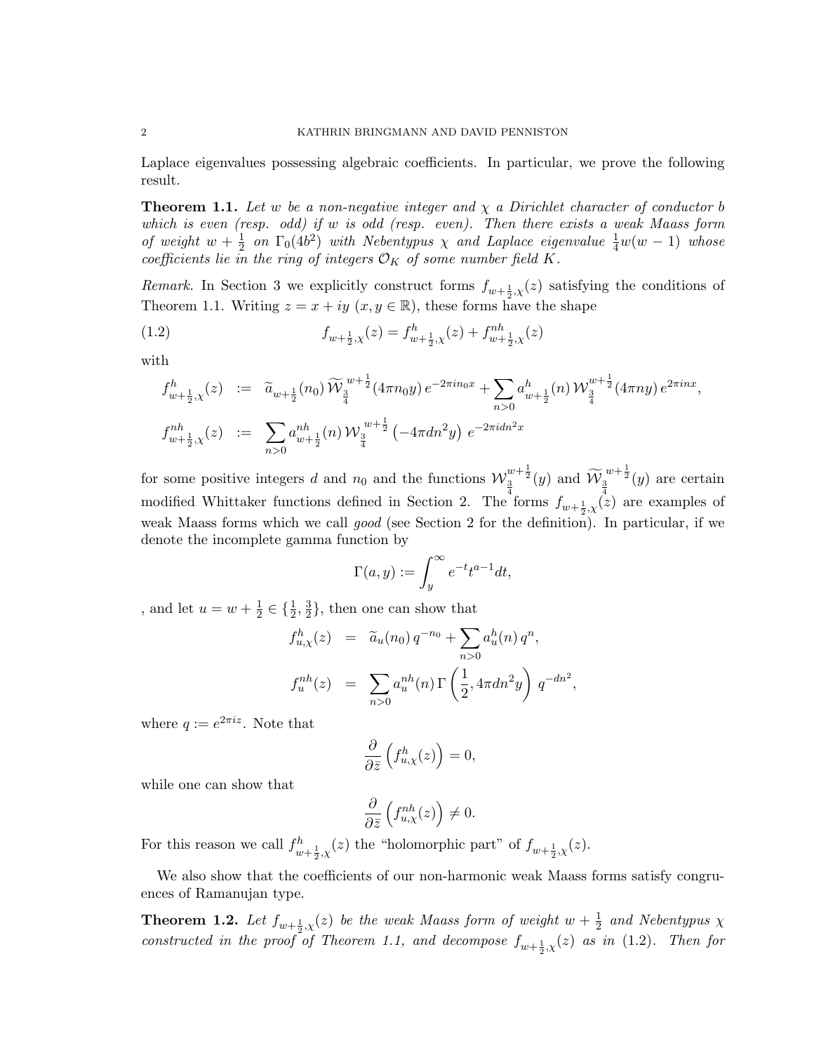Laplace eigenvalues possessing algebraic coefficients. In particular, we prove the following result.

**Theorem 1.1.** *Let $w$ be a non-negative integer and $\chi$ a Dirichlet character of conductor $b$ which is even (resp. odd) if $w$ is odd (resp. even). Then there exists a weak Maass form of weight $w+\frac{1}{2}$ on $\Gamma_0(4b^2)$ with Nebentypus $\chi$ and Laplace eigenvalue $\frac{1}{4}w(w-1)$ whose coefficients lie in the ring of integers $\mathcal{O}_K$ of some number field $K$.*

*Remark.* In Section 3 we explicitly construct forms $f_{w+\frac{1}{2},\chi}(z)$ satisfying the conditions of Theorem 1.1. Writing $z = x+iy$ $(x, y \in \mathbb{R})$, these forms have the shape

$$f_{w+\frac{1}{2},\chi}(z) = f^h_{w+\frac{1}{2},\chi}(z) + f^{nh}_{w+\frac{1}{2},\chi}(z) \tag{1.2}$$

with

$$\begin{aligned}
f^h_{w+\frac{1}{2},\chi}(z) &:= \widetilde{a}_{w+\frac{1}{2}}(n_0)\, \widetilde{\mathcal{W}}_{\frac{3}{4}}^{w+\frac{1}{2}}(4\pi n_0 y)\, e^{-2\pi i n_0 x} + \sum_{n>0} a^h_{w+\frac{1}{2}}(n)\, \mathcal{W}_{\frac{3}{4}}^{w+\frac{1}{2}}(4\pi n y)\, e^{2\pi i n x}, \\
f^{nh}_{w+\frac{1}{2},\chi}(z) &:= \sum_{n>0} a^{nh}_{w+\frac{1}{2}}(n)\, \mathcal{W}_{\frac{3}{4}}^{w+\frac{1}{2}}\left(-4\pi d n^2 y\right)\, e^{-2\pi i d n^2 x}
\end{aligned}$$

for some positive integers $d$ and $n_0$ and the functions $\mathcal{W}_{\frac{3}{4}}^{w+\frac{1}{2}}(y)$ and $\widetilde{\mathcal{W}}_{\frac{3}{4}}^{w+\frac{1}{2}}(y)$ are certain modified Whittaker functions defined in Section 2. The forms $f_{w+\frac{1}{2},\chi}(z)$ are examples of weak Maass forms which we call *good* (see Section 2 for the definition). In particular, if we denote the incomplete gamma function by

$$\Gamma(a, y) := \int_y^\infty e^{-t} t^{a-1} dt,$$

, and let $u = w + \frac{1}{2} \in \{\frac{1}{2}, \frac{3}{2}\}$, then one can show that

$$\begin{aligned}
f^h_{u,\chi}(z) &= \widetilde{a}_u(n_0)\, q^{-n_0} + \sum_{n>0} a^h_u(n)\, q^n, \\
f^{nh}_u(z) &= \sum_{n>0} a^{nh}_u(n)\, \Gamma\left(\frac{1}{2}, 4\pi d n^2 y\right)\, q^{-dn^2},
\end{aligned}$$

where $q := e^{2\pi i z}$. Note that

$$\frac{\partial}{\partial \bar{z}}\left(f^h_{u,\chi}(z)\right) = 0,$$

while one can show that

$$\frac{\partial}{\partial \bar{z}}\left(f^{nh}_{u,\chi}(z)\right) \neq 0.$$

For this reason we call $f^h_{w+\frac{1}{2},\chi}(z)$ the "holomorphic part" of $f_{w+\frac{1}{2},\chi}(z)$.

We also show that the coefficients of our non-harmonic weak Maass forms satisfy congruences of Ramanujan type.

**Theorem 1.2.** *Let $f_{w+\frac{1}{2},\chi}(z)$ be the weak Maass form of weight $w+\frac{1}{2}$ and Nebentypus $\chi$ constructed in the proof of Theorem 1.1, and decompose $f_{w+\frac{1}{2},\chi}(z)$ as in (1.2). Then for*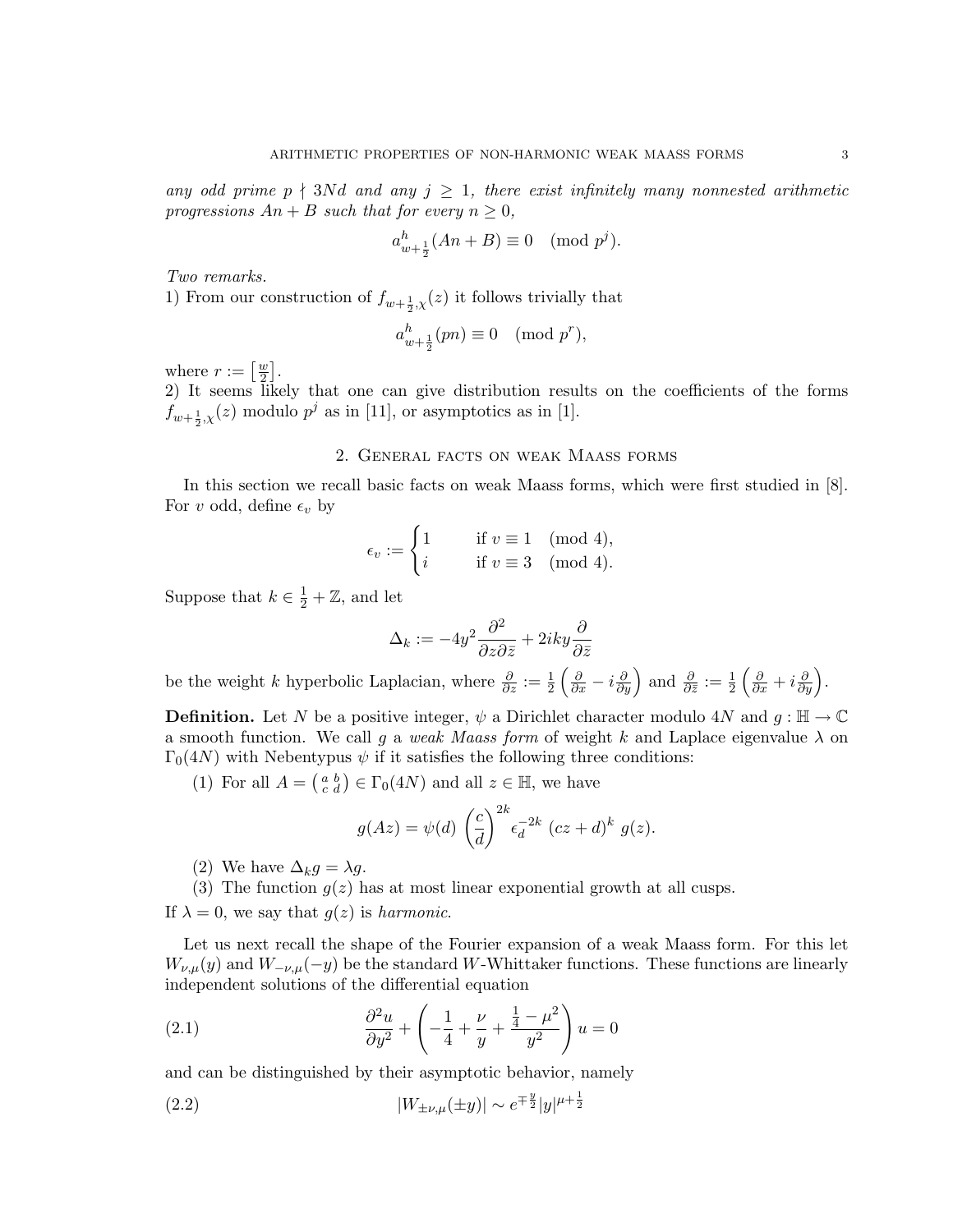*any odd prime $p \nmid 3Nd$ and any $j \geq 1$, there exist infinitely many nonnested arithmetic progressions $An + B$ such that for every $n \geq 0$,*

$$a^h_{w+\frac{1}{2}}(An + B) \equiv 0 \pmod{p^j}.$$

*Two remarks.*
1) From our construction of $f_{w+\frac{1}{2},\chi}(z)$ it follows trivially that

$$a^h_{w+\frac{1}{2}}(pn) \equiv 0 \pmod{p^r},$$

where $r := \left[\frac{w}{2}\right]$.
2) It seems likely that one can give distribution results on the coefficients of the forms $f_{w+\frac{1}{2},\chi}(z)$ modulo $p^j$ as in [11], or asymptotics as in [1].

## 2. General facts on weak Maass forms

In this section we recall basic facts on weak Maass forms, which were first studied in [8]. For $v$ odd, define $\epsilon_v$ by

$$\epsilon_v := \begin{cases} 1 & \text{if } v \equiv 1 \pmod 4, \\ i & \text{if } v \equiv 3 \pmod 4. \end{cases}$$

Suppose that $k \in \frac{1}{2} + \mathbb{Z}$, and let

$$\Delta_k := -4y^2 \frac{\partial^2}{\partial z \partial \bar{z}} + 2iky \frac{\partial}{\partial \bar{z}}$$

be the weight $k$ hyperbolic Laplacian, where $\frac{\partial}{\partial z} := \frac{1}{2}\left(\frac{\partial}{\partial x} - i\frac{\partial}{\partial y}\right)$ and $\frac{\partial}{\partial \bar{z}} := \frac{1}{2}\left(\frac{\partial}{\partial x} + i\frac{\partial}{\partial y}\right)$.

**Definition.** Let $N$ be a positive integer, $\psi$ a Dirichlet character modulo $4N$ and $g : \mathbb{H} \to \mathbb{C}$ a smooth function. We call $g$ a *weak Maass form* of weight $k$ and Laplace eigenvalue $\lambda$ on $\Gamma_0(4N)$ with Nebentypus $\psi$ if it satisfies the following three conditions:

(1) For all $A = \left(\begin{smallmatrix} a & b \\ c & d \end{smallmatrix}\right) \in \Gamma_0(4N)$ and all $z \in \mathbb{H}$, we have

$$g(Az) = \psi(d) \left(\frac{c}{d}\right)^{2k} \epsilon_d^{-2k} \, (cz + d)^k \, g(z).$$

(2) We have $\Delta_k g = \lambda g$.

(3) The function $g(z)$ has at most linear exponential growth at all cusps.

If $\lambda = 0$, we say that $g(z)$ is *harmonic*.

Let us next recall the shape of the Fourier expansion of a weak Maass form. For this let $W_{\nu,\mu}(y)$ and $W_{-\nu,\mu}(-y)$ be the standard $W$-Whittaker functions. These functions are linearly independent solutions of the differential equation

$$\frac{\partial^2 u}{\partial y^2} + \left(-\frac{1}{4} + \frac{\nu}{y} + \frac{\frac{1}{4} - \mu^2}{y^2}\right) u = 0 \tag{2.1}$$

and can be distinguished by their asymptotic behavior, namely

$$|W_{\pm\nu,\mu}(\pm y)| \sim e^{\mp\frac{y}{2}} |y|^{\mu + \frac{1}{2}} \tag{2.2}$$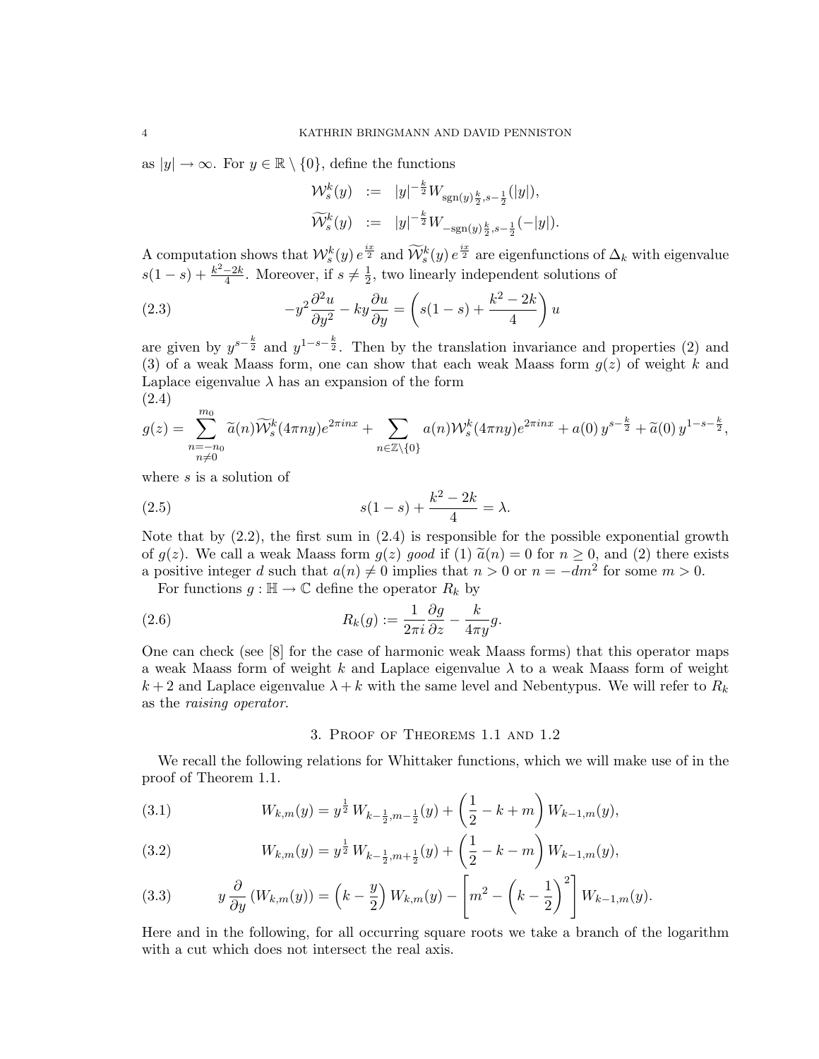as $|y| \to \infty$. For $y \in \mathbb{R} \setminus \{0\}$, define the functions

$$\begin{aligned} \mathcal{W}_s^k(y) &:= |y|^{-\frac{k}{2}} W_{\mathrm{sgn}(y)\frac{k}{2}, s-\frac{1}{2}}(|y|), \\ \widetilde{\mathcal{W}}_s^k(y) &:= |y|^{-\frac{k}{2}} W_{-\mathrm{sgn}(y)\frac{k}{2}, s-\frac{1}{2}}(-|y|). \end{aligned}$$

A computation shows that $\mathcal{W}_s^k(y)\, e^{\frac{ix}{2}}$ and $\widetilde{\mathcal{W}}_s^k(y)\, e^{\frac{ix}{2}}$ are eigenfunctions of $\Delta_k$ with eigenvalue $s(1-s) + \frac{k^2-2k}{4}$. Moreover, if $s \neq \frac{1}{2}$, two linearly independent solutions of

$$-y^2 \frac{\partial^2 u}{\partial y^2} - ky \frac{\partial u}{\partial y} = \left( s(1-s) + \frac{k^2 - 2k}{4} \right) u \tag{2.3}$$

are given by $y^{s-\frac{k}{2}}$ and $y^{1-s-\frac{k}{2}}$. Then by the translation invariance and properties (2) and (3) of a weak Maass form, one can show that each weak Maass form $g(z)$ of weight $k$ and Laplace eigenvalue $\lambda$ has an expansion of the form

$$g(z) = \sum_{\substack{n=-n_0 \\ n\neq 0}}^{m_0} \widetilde{a}(n) \widetilde{\mathcal{W}}_s^k(4\pi n y) e^{2\pi i n x} + \sum_{n \in \mathbb{Z}\setminus\{0\}} a(n) \mathcal{W}_s^k(4\pi n y) e^{2\pi i n x} + a(0)\, y^{s-\frac{k}{2}} + \widetilde{a}(0)\, y^{1-s-\frac{k}{2}}, \tag{2.4}$$

where $s$ is a solution of

$$s(1-s) + \frac{k^2-2k}{4} = \lambda. \tag{2.5}$$

Note that by (2.2), the first sum in (2.4) is responsible for the possible exponential growth of $g(z)$. We call a weak Maass form $g(z)$ *good* if (1) $\widetilde{a}(n) = 0$ for $n \geq 0$, and (2) there exists a positive integer $d$ such that $a(n) \neq 0$ implies that $n > 0$ or $n = -dm^2$ for some $m > 0$.

For functions $g : \mathbb{H} \to \mathbb{C}$ define the operator $R_k$ by

$$R_k(g) := \frac{1}{2\pi i} \frac{\partial g}{\partial z} - \frac{k}{4\pi y} g. \tag{2.6}$$

One can check (see [8] for the case of harmonic weak Maass forms) that this operator maps a weak Maass form of weight $k$ and Laplace eigenvalue $\lambda$ to a weak Maass form of weight $k+2$ and Laplace eigenvalue $\lambda + k$ with the same level and Nebentypus. We will refer to $R_k$ as the *raising operator*.

## 3. Proof of Theorems 1.1 and 1.2

We recall the following relations for Whittaker functions, which we will make use of in the proof of Theorem 1.1.

$$W_{k,m}(y) = y^{\frac{1}{2}}\, W_{k-\frac{1}{2}, m-\frac{1}{2}}(y) + \left( \frac{1}{2} - k + m \right) W_{k-1,m}(y), \tag{3.1}$$

$$W_{k,m}(y) = y^{\frac{1}{2}}\, W_{k-\frac{1}{2}, m+\frac{1}{2}}(y) + \left( \frac{1}{2} - k - m \right) W_{k-1,m}(y), \tag{3.2}$$

$$y \frac{\partial}{\partial y} \left( W_{k,m}(y) \right) = \left( k - \frac{y}{2} \right) W_{k,m}(y) - \left[ m^2 - \left( k - \frac{1}{2} \right)^2 \right] W_{k-1,m}(y). \tag{3.3}$$

Here and in the following, for all occurring square roots we take a branch of the logarithm with a cut which does not intersect the real axis.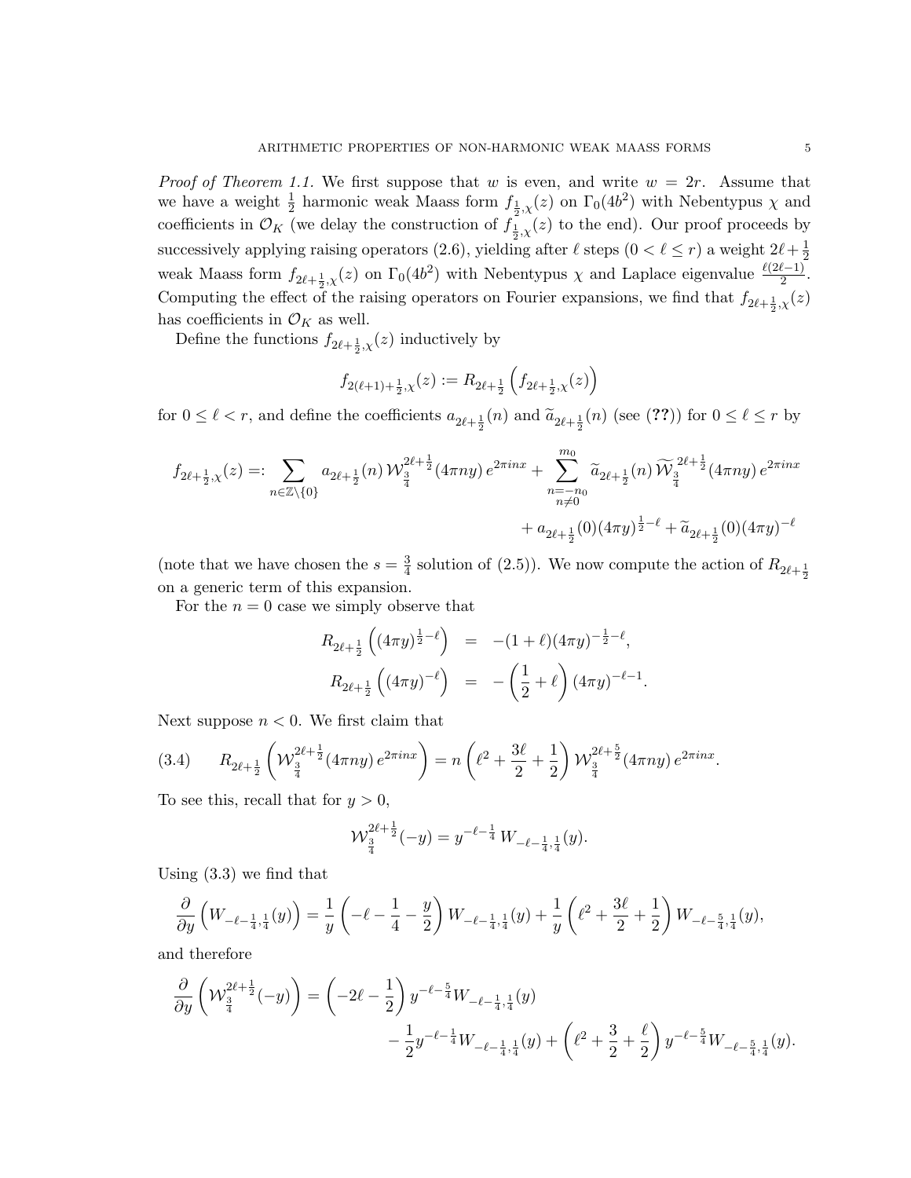*Proof of Theorem 1.1.* We first suppose that $w$ is even, and write $w = 2r$. Assume that we have a weight $\frac{1}{2}$ harmonic weak Maass form $f_{\frac{1}{2},\chi}(z)$ on $\Gamma_0(4b^2)$ with Nebentypus $\chi$ and coefficients in $\mathcal{O}_K$ (we delay the construction of $f_{\frac{1}{2},\chi}(z)$ to the end). Our proof proceeds by successively applying raising operators (2.6), yielding after $\ell$ steps ($0 < \ell \leq r$) a weight $2\ell + \frac{1}{2}$ weak Maass form $f_{2\ell+\frac{1}{2},\chi}(z)$ on $\Gamma_0(4b^2)$ with Nebentypus $\chi$ and Laplace eigenvalue $\frac{\ell(2\ell-1)}{2}$. Computing the effect of the raising operators on Fourier expansions, we find that $f_{2\ell+\frac{1}{2},\chi}(z)$ has coefficients in $\mathcal{O}_K$ as well.

Define the functions $f_{2\ell+\frac{1}{2},\chi}(z)$ inductively by

$$f_{2(\ell+1)+\frac{1}{2},\chi}(z) := R_{2\ell+\frac{1}{2}}\left(f_{2\ell+\frac{1}{2},\chi}(z)\right)$$

for $0 \leq \ell < r$, and define the coefficients $a_{2\ell+\frac{1}{2}}(n)$ and $\widetilde{a}_{2\ell+\frac{1}{2}}(n)$ (see (**??**)) for $0 \leq \ell \leq r$ by

$$f_{2\ell+\frac{1}{2},\chi}(z) =: \sum_{n\in\mathbb{Z}\setminus\{0\}} a_{2\ell+\frac{1}{2}}(n)\, \mathcal{W}_{\frac{3}{4}}^{2\ell+\frac{1}{2}}(4\pi n y)\, e^{2\pi i n x} + \sum_{\substack{n=-n_0 \\ n\neq 0}}^{m_0} \widetilde{a}_{2\ell+\frac{1}{2}}(n)\, \widetilde{\mathcal{W}}_{\frac{3}{4}}^{2\ell+\frac{1}{2}}(4\pi n y)\, e^{2\pi i n x}$$
$$+ a_{2\ell+\frac{1}{2}}(0)(4\pi y)^{\frac{1}{2}-\ell} + \widetilde{a}_{2\ell+\frac{1}{2}}(0)(4\pi y)^{-\ell}$$

(note that we have chosen the $s = \frac{3}{4}$ solution of (2.5)). We now compute the action of $R_{2\ell+\frac{1}{2}}$ on a generic term of this expansion.

For the $n = 0$ case we simply observe that

$$\begin{aligned} R_{2\ell+\frac{1}{2}}\left((4\pi y)^{\frac{1}{2}-\ell}\right) &= -(1+\ell)(4\pi y)^{-\frac{1}{2}-\ell}, \\ R_{2\ell+\frac{1}{2}}\left((4\pi y)^{-\ell}\right) &= -\left(\frac{1}{2}+\ell\right)(4\pi y)^{-\ell-1}. \end{aligned}$$

Next suppose $n < 0$. We first claim that

$$R_{2\ell+\frac{1}{2}}\left(\mathcal{W}_{\frac{3}{4}}^{2\ell+\frac{1}{2}}(4\pi n y)\, e^{2\pi i n x}\right) = n\left(\ell^2 + \frac{3\ell}{2} + \frac{1}{2}\right)\mathcal{W}_{\frac{3}{4}}^{2\ell+\frac{5}{2}}(4\pi n y)\, e^{2\pi i n x}. \tag{3.4}$$

To see this, recall that for $y > 0$,

$$\mathcal{W}_{\frac{3}{4}}^{2\ell+\frac{1}{2}}(-y) = y^{-\ell-\frac{1}{4}}\, W_{-\ell-\frac{1}{4},\frac{1}{4}}(y).$$

Using (3.3) we find that

$$\frac{\partial}{\partial y}\left(W_{-\ell-\frac{1}{4},\frac{1}{4}}(y)\right) = \frac{1}{y}\left(-\ell - \frac{1}{4} - \frac{y}{2}\right)W_{-\ell-\frac{1}{4},\frac{1}{4}}(y) + \frac{1}{y}\left(\ell^2 + \frac{3\ell}{2} + \frac{1}{2}\right)W_{-\ell-\frac{5}{4},\frac{1}{4}}(y),$$

and therefore

$$\begin{aligned} \frac{\partial}{\partial y}\left(\mathcal{W}_{\frac{3}{4}}^{2\ell+\frac{1}{2}}(-y)\right) = &\left(-2\ell - \frac{1}{2}\right)y^{-\ell-\frac{5}{4}}W_{-\ell-\frac{1}{4},\frac{1}{4}}(y) \\ &- \frac{1}{2}y^{-\ell-\frac{1}{4}}W_{-\ell-\frac{1}{4},\frac{1}{4}}(y) + \left(\ell^2 + \frac{3}{2} + \frac{\ell}{2}\right)y^{-\ell-\frac{5}{4}}W_{-\ell-\frac{5}{4},\frac{1}{4}}(y). \end{aligned}$$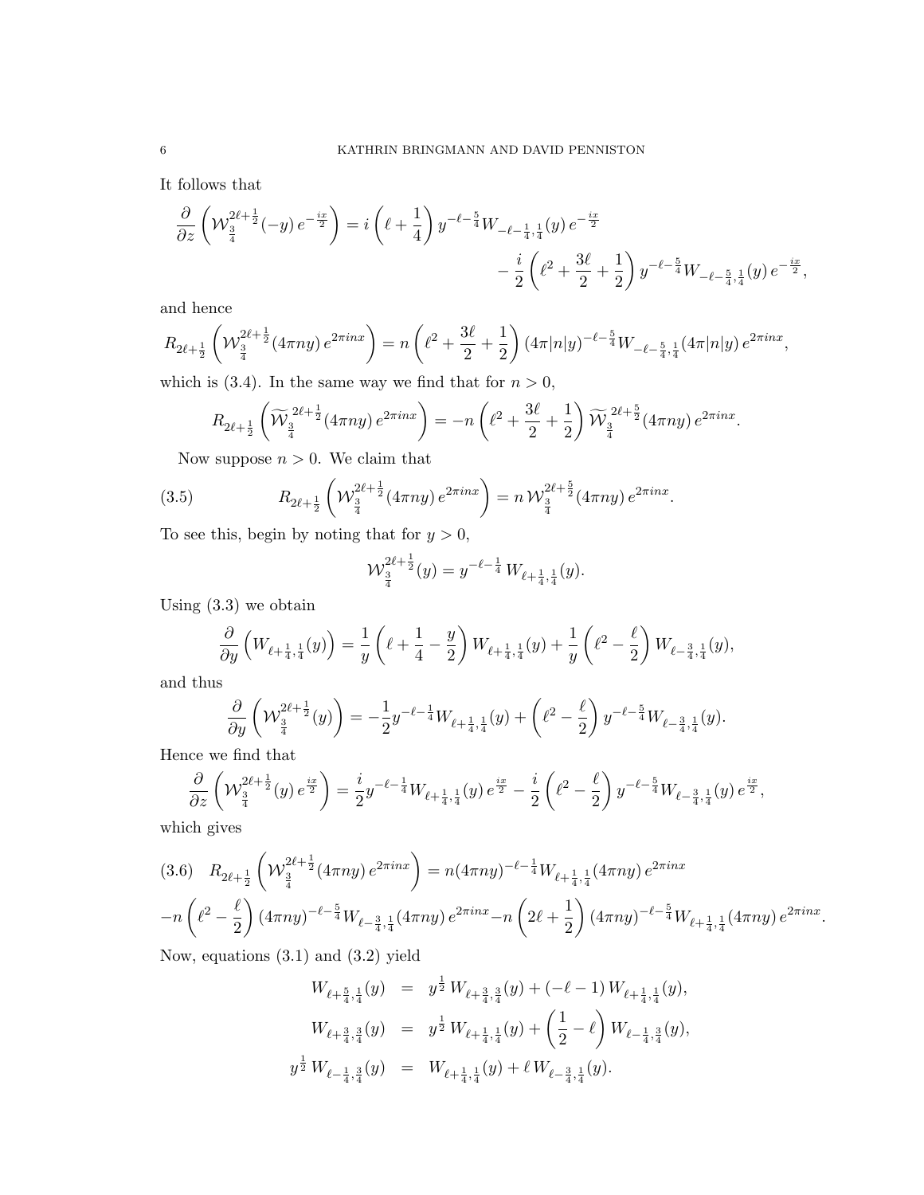It follows that

$$\frac{\partial}{\partial z}\left(\mathcal{W}_{\frac{3}{4}}^{2\ell+\frac{1}{2}}(-y)\, e^{-\frac{ix}{2}}\right) = i\left(\ell+\frac{1}{4}\right) y^{-\ell-\frac{5}{4}} W_{-\ell-\frac{1}{4},\frac{1}{4}}(y)\, e^{-\frac{ix}{2}} - \frac{i}{2}\left(\ell^2+\frac{3\ell}{2}+\frac{1}{2}\right) y^{-\ell-\frac{5}{4}} W_{-\ell-\frac{5}{4},\frac{1}{4}}(y)\, e^{-\frac{ix}{2}},$$

and hence

$$R_{2\ell+\frac{1}{2}}\left(\mathcal{W}_{\frac{3}{4}}^{2\ell+\frac{1}{2}}(4\pi ny)\, e^{2\pi inx}\right) = n\left(\ell^2+\frac{3\ell}{2}+\frac{1}{2}\right)(4\pi|n|y)^{-\ell-\frac{5}{4}} W_{-\ell-\frac{5}{4},\frac{1}{4}}(4\pi|n|y)\, e^{2\pi inx},$$

which is (3.4). In the same way we find that for $n>0$,

$$R_{2\ell+\frac{1}{2}}\left(\widetilde{\mathcal{W}}_{\frac{3}{4}}^{\,2\ell+\frac{1}{2}}(4\pi ny)\, e^{2\pi inx}\right) = -n\left(\ell^2+\frac{3\ell}{2}+\frac{1}{2}\right)\widetilde{\mathcal{W}}_{\frac{3}{4}}^{\,2\ell+\frac{5}{2}}(4\pi ny)\, e^{2\pi inx}.$$

Now suppose $n>0$. We claim that

$$R_{2\ell+\frac{1}{2}}\left(\mathcal{W}_{\frac{3}{4}}^{2\ell+\frac{1}{2}}(4\pi ny)\, e^{2\pi inx}\right) = n\,\mathcal{W}_{\frac{3}{4}}^{2\ell+\frac{5}{2}}(4\pi ny)\, e^{2\pi inx}. \tag{3.5}$$

To see this, begin by noting that for $y>0$,

$$\mathcal{W}_{\frac{3}{4}}^{2\ell+\frac{1}{2}}(y) = y^{-\ell-\frac{1}{4}}\, W_{\ell+\frac{1}{4},\frac{1}{4}}(y).$$

Using (3.3) we obtain

$$\frac{\partial}{\partial y}\left(W_{\ell+\frac{1}{4},\frac{1}{4}}(y)\right) = \frac{1}{y}\left(\ell+\frac{1}{4}-\frac{y}{2}\right) W_{\ell+\frac{1}{4},\frac{1}{4}}(y) + \frac{1}{y}\left(\ell^2-\frac{\ell}{2}\right) W_{\ell-\frac{3}{4},\frac{1}{4}}(y),$$

and thus

$$\frac{\partial}{\partial y}\left(\mathcal{W}_{\frac{3}{4}}^{2\ell+\frac{1}{2}}(y)\right) = -\frac{1}{2} y^{-\ell-\frac{1}{4}} W_{\ell+\frac{1}{4},\frac{1}{4}}(y) + \left(\ell^2-\frac{\ell}{2}\right) y^{-\ell-\frac{5}{4}} W_{\ell-\frac{3}{4},\frac{1}{4}}(y).$$

Hence we find that

$$\frac{\partial}{\partial z}\left(\mathcal{W}_{\frac{3}{4}}^{2\ell+\frac{1}{2}}(y)\, e^{\frac{ix}{2}}\right) = \frac{i}{2} y^{-\ell-\frac{1}{4}} W_{\ell+\frac{1}{4},\frac{1}{4}}(y)\, e^{\frac{ix}{2}} - \frac{i}{2}\left(\ell^2-\frac{\ell}{2}\right) y^{-\ell-\frac{5}{4}} W_{\ell-\frac{3}{4},\frac{1}{4}}(y)\, e^{\frac{ix}{2}},$$

which gives

$$R_{2\ell+\frac{1}{2}}\left(\mathcal{W}_{\frac{3}{4}}^{2\ell+\frac{1}{2}}(4\pi ny)\, e^{2\pi inx}\right) = n(4\pi ny)^{-\ell-\frac{1}{4}} W_{\ell+\frac{1}{4},\frac{1}{4}}(4\pi ny)\, e^{2\pi inx}$$
$$-n\left(\ell^2-\frac{\ell}{2}\right)(4\pi ny)^{-\ell-\frac{5}{4}} W_{\ell-\frac{3}{4},\frac{1}{4}}(4\pi ny)\, e^{2\pi inx} - n\left(2\ell+\frac{1}{2}\right)(4\pi ny)^{-\ell-\frac{5}{4}} W_{\ell+\frac{1}{4},\frac{1}{4}}(4\pi ny)\, e^{2\pi inx}. \tag{3.6}$$

Now, equations (3.1) and (3.2) yield

$$\begin{aligned}
W_{\ell+\frac{5}{4},\frac{1}{4}}(y) &= y^{\frac{1}{2}}\, W_{\ell+\frac{3}{4},\frac{3}{4}}(y) + (-\ell-1)\, W_{\ell+\frac{1}{4},\frac{1}{4}}(y),\\
W_{\ell+\frac{3}{4},\frac{3}{4}}(y) &= y^{\frac{1}{2}}\, W_{\ell+\frac{1}{4},\frac{1}{4}}(y) + \left(\frac{1}{2}-\ell\right) W_{\ell-\frac{1}{4},\frac{3}{4}}(y),\\
y^{\frac{1}{2}}\, W_{\ell-\frac{1}{4},\frac{3}{4}}(y) &= W_{\ell+\frac{1}{4},\frac{1}{4}}(y) + \ell\, W_{\ell-\frac{3}{4},\frac{1}{4}}(y).
\end{aligned}$$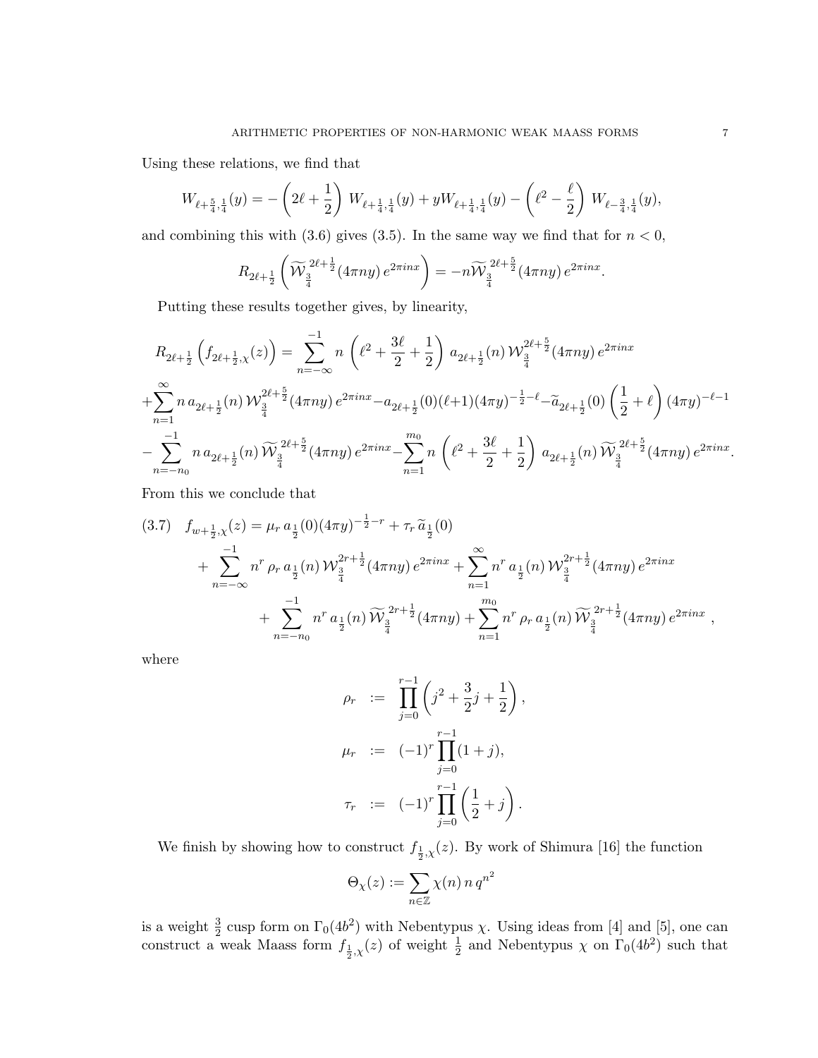Using these relations, we find that

$$W_{\ell+\frac{5}{4},\frac{1}{4}}(y) = -\left(2\ell + \frac{1}{2}\right) W_{\ell+\frac{1}{4},\frac{1}{4}}(y) + yW_{\ell+\frac{1}{4},\frac{1}{4}}(y) - \left(\ell^2 - \frac{\ell}{2}\right) W_{\ell-\frac{3}{4},\frac{1}{4}}(y),$$

and combining this with (3.6) gives (3.5). In the same way we find that for $n < 0$,

$$R_{2\ell+\frac{1}{2}}\left(\widetilde{\mathcal{W}}_{\frac{3}{4}}^{2\ell+\frac{1}{2}}(4\pi ny)\, e^{2\pi inx}\right) = -n\widetilde{\mathcal{W}}_{\frac{3}{4}}^{2\ell+\frac{5}{2}}(4\pi ny)\, e^{2\pi inx}.$$

Putting these results together gives, by linearity,

$$\begin{aligned}
R_{2\ell+\frac{1}{2}}\left(f_{2\ell+\frac{1}{2},\chi}(z)\right) &= \sum_{n=-\infty}^{-1} n\left(\ell^2 + \frac{3\ell}{2} + \frac{1}{2}\right) a_{2\ell+\frac{1}{2}}(n)\, \mathcal{W}_{\frac{3}{4}}^{2\ell+\frac{5}{2}}(4\pi ny)\, e^{2\pi inx} \\
&+ \sum_{n=1}^{\infty} n\, a_{2\ell+\frac{1}{2}}(n)\, \mathcal{W}_{\frac{3}{4}}^{2\ell+\frac{5}{2}}(4\pi ny)\, e^{2\pi inx} - a_{2\ell+\frac{1}{2}}(0)(\ell+1)(4\pi y)^{-\frac{1}{2}-\ell} - \widetilde{a}_{2\ell+\frac{1}{2}}(0)\left(\frac{1}{2}+\ell\right)(4\pi y)^{-\ell-1} \\
&- \sum_{n=-n_0}^{-1} n\, a_{2\ell+\frac{1}{2}}(n)\, \widetilde{\mathcal{W}}_{\frac{3}{4}}^{2\ell+\frac{5}{2}}(4\pi ny)\, e^{2\pi inx} - \sum_{n=1}^{m_0} n\left(\ell^2 + \frac{3\ell}{2} + \frac{1}{2}\right) a_{2\ell+\frac{1}{2}}(n)\, \widetilde{\mathcal{W}}_{\frac{3}{4}}^{2\ell+\frac{5}{2}}(4\pi ny)\, e^{2\pi inx}.
\end{aligned}$$

From this we conclude that

$$\begin{aligned}
(3.7)\quad f_{w+\frac{1}{2},\chi}(z) &= \mu_r\, a_{\frac{1}{2}}(0)(4\pi y)^{-\frac{1}{2}-r} + \tau_r\, \widetilde{a}_{\frac{1}{2}}(0) \\
&+ \sum_{n=-\infty}^{-1} n^r\, \rho_r\, a_{\frac{1}{2}}(n)\, \mathcal{W}_{\frac{3}{4}}^{2r+\frac{1}{2}}(4\pi ny)\, e^{2\pi inx} + \sum_{n=1}^{\infty} n^r\, a_{\frac{1}{2}}(n)\, \mathcal{W}_{\frac{3}{4}}^{2r+\frac{1}{2}}(4\pi ny)\, e^{2\pi inx} \\
&+ \sum_{n=-n_0}^{-1} n^r\, a_{\frac{1}{2}}(n)\, \widetilde{\mathcal{W}}_{\frac{3}{4}}^{2r+\frac{1}{2}}(4\pi ny) + \sum_{n=1}^{m_0} n^r\, \rho_r\, a_{\frac{1}{2}}(n)\, \widetilde{\mathcal{W}}_{\frac{3}{4}}^{2r+\frac{1}{2}}(4\pi ny)\, e^{2\pi inx},
\end{aligned}$$

where

$$\begin{aligned}
\rho_r &:= \prod_{j=0}^{r-1}\left(j^2 + \frac{3}{2}j + \frac{1}{2}\right), \\
\mu_r &:= (-1)^r \prod_{j=0}^{r-1}(1+j), \\
\tau_r &:= (-1)^r \prod_{j=0}^{r-1}\left(\frac{1}{2}+j\right).
\end{aligned}$$

We finish by showing how to construct $f_{\frac{1}{2},\chi}(z)$. By work of Shimura [16] the function

$$\Theta_\chi(z) := \sum_{n\in\mathbb{Z}} \chi(n)\, n\, q^{n^2}$$

is a weight $\frac{3}{2}$ cusp form on $\Gamma_0(4b^2)$ with Nebentypus $\chi$. Using ideas from [4] and [5], one can construct a weak Maass form $f_{\frac{1}{2},\chi}(z)$ of weight $\frac{1}{2}$ and Nebentypus $\chi$ on $\Gamma_0(4b^2)$ such that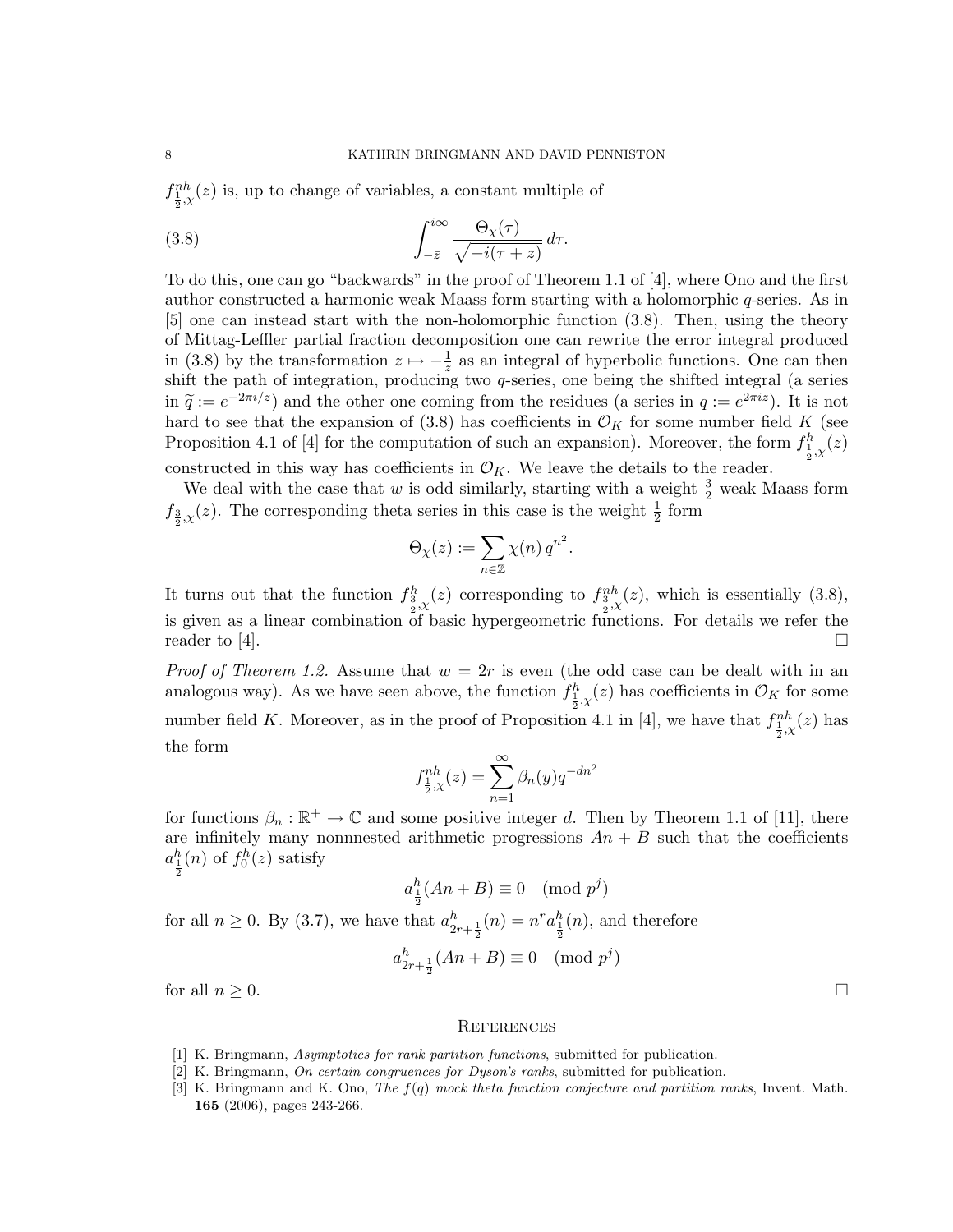$f^{nh}_{\frac{1}{2},\chi}(z)$ is, up to change of variables, a constant multiple of

$$\int_{-\bar{z}}^{i\infty} \frac{\Theta_\chi(\tau)}{\sqrt{-i(\tau+z)}}\, d\tau. \tag{3.8}$$

To do this, one can go "backwards" in the proof of Theorem 1.1 of [4], where Ono and the first author constructed a harmonic weak Maass form starting with a holomorphic $q$-series. As in [5] one can instead start with the non-holomorphic function (3.8). Then, using the theory of Mittag-Leffler partial fraction decomposition one can rewrite the error integral produced in (3.8) by the transformation $z \mapsto -\frac{1}{z}$ as an integral of hyperbolic functions. One can then shift the path of integration, producing two $q$-series, one being the shifted integral (a series in $\widetilde{q} := e^{-2\pi i/z}$) and the other one coming from the residues (a series in $q := e^{2\pi i z}$). It is not hard to see that the expansion of (3.8) has coefficients in $\mathcal{O}_K$ for some number field $K$ (see Proposition 4.1 of [4] for the computation of such an expansion). Moreover, the form $f^{h}_{\frac{1}{2},\chi}(z)$ constructed in this way has coefficients in $\mathcal{O}_K$. We leave the details to the reader.

We deal with the case that $w$ is odd similarly, starting with a weight $\frac{3}{2}$ weak Maass form $f_{\frac{3}{2},\chi}(z)$. The corresponding theta series in this case is the weight $\frac{1}{2}$ form

$$\Theta_\chi(z) := \sum_{n\in\mathbb{Z}} \chi(n)\, q^{n^2}.$$

It turns out that the function $f^{h}_{\frac{3}{2},\chi}(z)$ corresponding to $f^{nh}_{\frac{3}{2},\chi}(z)$, which is essentially (3.8), is given as a linear combination of basic hypergeometric functions. For details we refer the reader to [4]. □

*Proof of Theorem 1.2.* Assume that $w = 2r$ is even (the odd case can be dealt with in an analogous way). As we have seen above, the function $f^{h}_{\frac{1}{2},\chi}(z)$ has coefficients in $\mathcal{O}_K$ for some number field $K$. Moreover, as in the proof of Proposition 4.1 in [4], we have that $f^{nh}_{\frac{1}{2},\chi}(z)$ has the form

$$f^{nh}_{\frac{1}{2},\chi}(z) = \sum_{n=1}^{\infty} \beta_n(y) q^{-dn^2}$$

for functions $\beta_n : \mathbb{R}^+ \to \mathbb{C}$ and some positive integer $d$. Then by Theorem 1.1 of [11], there are infinitely many nonnested arithmetic progressions $An + B$ such that the coefficients $a^{h}_{\frac{1}{2}}(n)$ of $f^{h}_{0}(z)$ satisfy

$$a^{h}_{\frac{1}{2}}(An+B) \equiv 0 \pmod{p^j}$$

for all $n \geq 0$. By (3.7), we have that $a^{h}_{2r+\frac{1}{2}}(n) = n^r a^{h}_{\frac{1}{2}}(n)$, and therefore

$$a^{h}_{2r+\frac{1}{2}}(An+B) \equiv 0 \pmod{p^j}$$

for all $n \geq 0$. □

## References

[1] K. Bringmann, *Asymptotics for rank partition functions*, submitted for publication.

[2] K. Bringmann, *On certain congruences for Dyson's ranks*, submitted for publication.

[3] K. Bringmann and K. Ono, *The $f(q)$ mock theta function conjecture and partition ranks*, Invent. Math. **165** (2006), pages 243-266.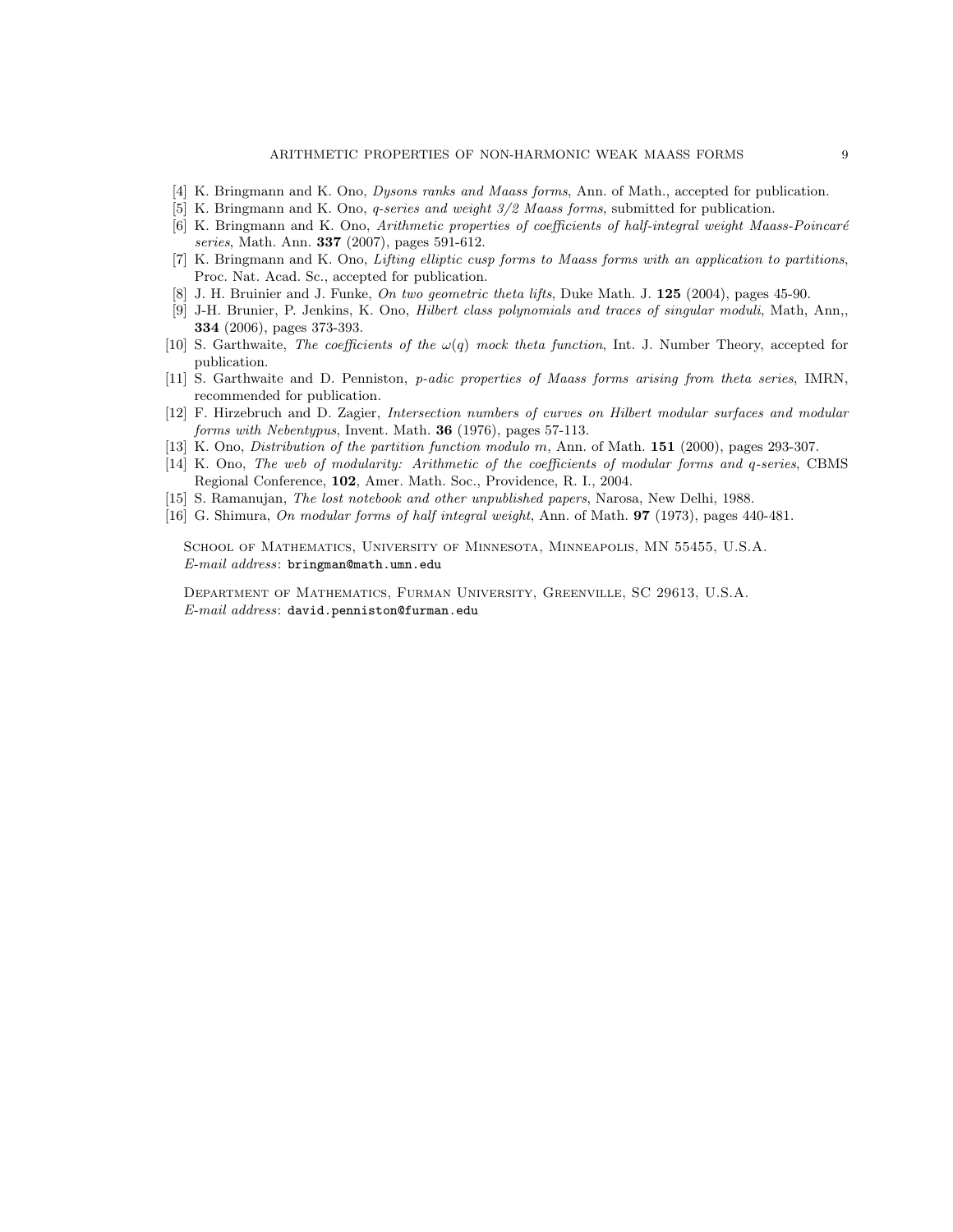[4] K. Bringmann and K. Ono, *Dysons ranks and Maass forms*, Ann. of Math., accepted for publication.

[5] K. Bringmann and K. Ono, *q-series and weight 3/2 Maass forms*, submitted for publication.

[6] K. Bringmann and K. Ono, *Arithmetic properties of coefficients of half-integral weight Maass-Poincaré series*, Math. Ann. **337** (2007), pages 591-612.

[7] K. Bringmann and K. Ono, *Lifting elliptic cusp forms to Maass forms with an application to partitions*, Proc. Nat. Acad. Sc., accepted for publication.

[8] J. H. Bruinier and J. Funke, *On two geometric theta lifts*, Duke Math. J. **125** (2004), pages 45-90.

[9] J-H. Brunier, P. Jenkins, K. Ono, *Hilbert class polynomials and traces of singular moduli*, Math, Ann,, **334** (2006), pages 373-393.

[10] S. Garthwaite, *The coefficients of the $\omega(q)$ mock theta function*, Int. J. Number Theory, accepted for publication.

[11] S. Garthwaite and D. Penniston, *p-adic properties of Maass forms arising from theta series*, IMRN, recommended for publication.

[12] F. Hirzebruch and D. Zagier, *Intersection numbers of curves on Hilbert modular surfaces and modular forms with Nebentypus*, Invent. Math. **36** (1976), pages 57-113.

[13] K. Ono, *Distribution of the partition function modulo m*, Ann. of Math. **151** (2000), pages 293-307.

[14] K. Ono, *The web of modularity: Arithmetic of the coefficients of modular forms and q-series*, CBMS Regional Conference, **102**, Amer. Math. Soc., Providence, R. I., 2004.

[15] S. Ramanujan, *The lost notebook and other unpublished papers*, Narosa, New Delhi, 1988.

[16] G. Shimura, *On modular forms of half integral weight*, Ann. of Math. **97** (1973), pages 440-481.

School of Mathematics, University of Minnesota, Minneapolis, MN 55455, U.S.A.
*E-mail address*: bringman@math.umn.edu

Department of Mathematics, Furman University, Greenville, SC 29613, U.S.A.
*E-mail address*: david.penniston@furman.edu